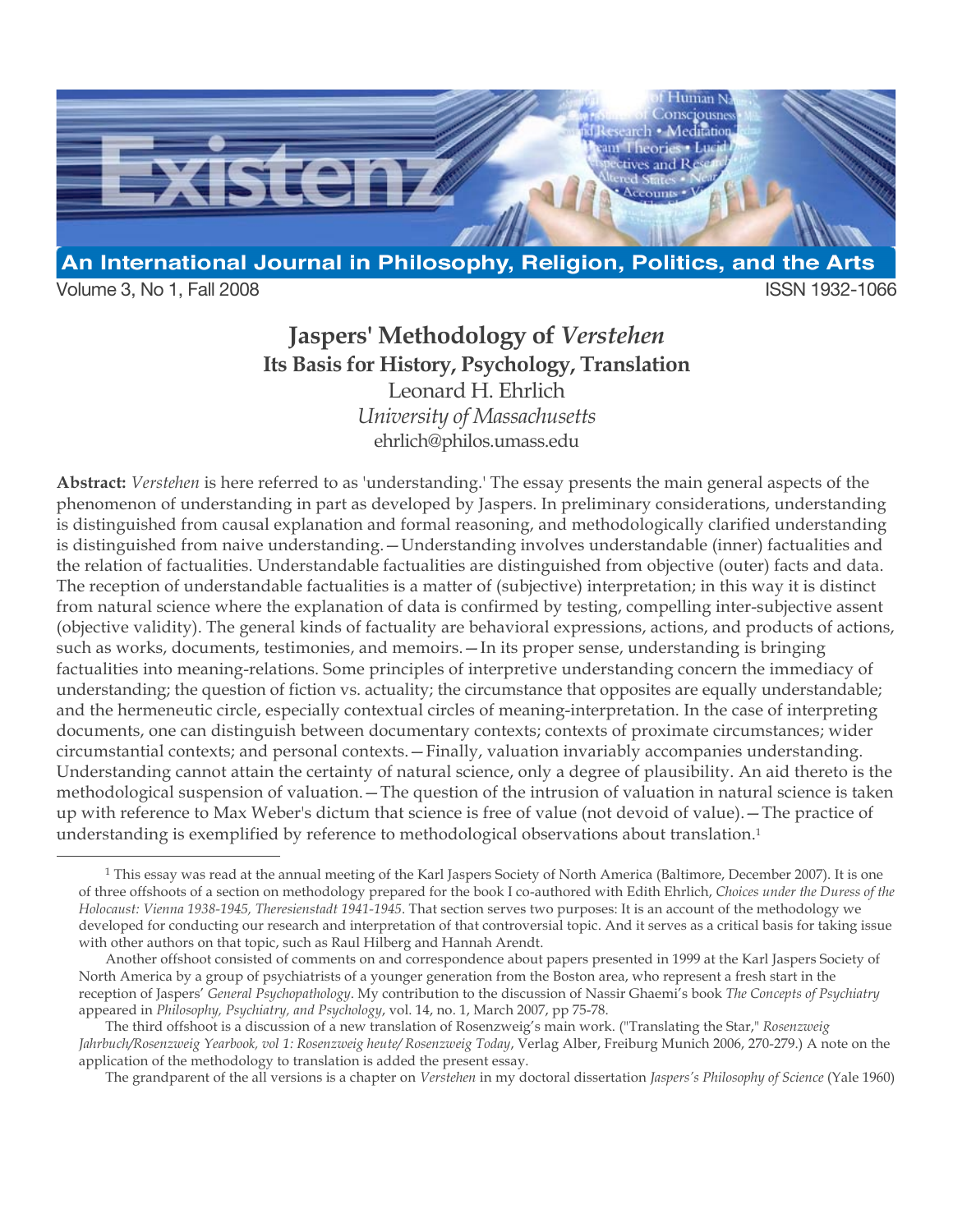# Jaspers' Methodology of *Verstehen*

## Its Basis for History, Psychology, Translation

Leonard H. Ehrlich

*University of Massachusetts*

ehrlich@philos.umass.edu

**Abstract:** *Verstehen* is here referred to as 'understanding.' The essay presents the main general aspects of the phenomenon of understanding in part as developed by Jaspers. In preliminary considerations, understanding is distinguished from causal explanation and formal reasoning, and methodologically clarified understanding is distinguished from naive understanding.—Understanding involves understandable (inner) factualities and the relation of factualities. Understandable factualities are distinguished from objective (outer) facts and data. The reception of understandable factualities is a matter of (subjective) interpretation; in this way it is distinct from natural science where the explanation of data is confirmed by testing, compelling inter-subjective assent (objective validity). The general kinds of factuality are behavioral expressions, actions, and products of actions, such as works, documents, testimonies, and memoirs.—In its proper sense, understanding is bringing factualities into meaning-relations. Some principles of interpretive understanding concern the immediacy of understanding; the question of fiction vs. actuality; the circumstance that opposites are equally understandable; and the hermeneutic circle, especially contextual circles of meaning-interpretation. In the case of interpreting documents, one can distinguish between documentary contexts; contexts of proximate circumstances; wider circumstantial contexts; and personal contexts.—Finally, valuation invariably accompanies understanding. Understanding cannot attain the certainty of natural science, only a degree of plausibility. An aid thereto is the methodological suspension of valuation.—The question of the intrusion of valuation in natural science is taken up with reference to Max Weber's dictum that science is free of value (not devoid of value).—The practice of understanding is exemplified by reference to methodological observations about translation.[1]

---

[1] This essay was read at the annual meeting of the Karl Jaspers Society of North America (Baltimore, December 2007). It is one of three offshoots of a section on methodology prepared for the book I co-authored with Edith Ehrlich, *Choices under the Duress of the Holocaust: Vienna 1938-1945, Theresienstadt 1941-1945*. That section serves two purposes: It is an account of the methodology we developed for conducting our research and interpretation of that controversial topic. And it serves as a critical basis for taking issue with other authors on that topic, such as Raul Hilberg and Hannah Arendt.

Another offshoot consisted of comments on and correspondence about papers presented in 1999 at the Karl Jaspers Society of North America by a group of psychiatrists of a younger generation from the Boston area, who represent a fresh start in the reception of Jaspers' *General Psychopathology*. My contribution to the discussion of Nassir Ghaemi's book *The Concepts of Psychiatry* appeared in *Philosophy, Psychiatry, and Psychology*, vol. 14, no. 1, March 2007, pp 75-78.

The third offshoot is a discussion of a new translation of Rosenzweig's main work. ("Translating the Star," *Rosenzweig Jahrbuch/Rosenzweig Yearbook, vol 1: Rosenzweig heute/ Rosenzweig Today*, Verlag Alber, Freiburg Munich 2006, 270-279.) A note on the application of the methodology to translation is added the present essay.

The grandparent of the all versions is a chapter on *Verstehen* in my doctoral dissertation *Jaspers's Philosophy of Science* (Yale 1960)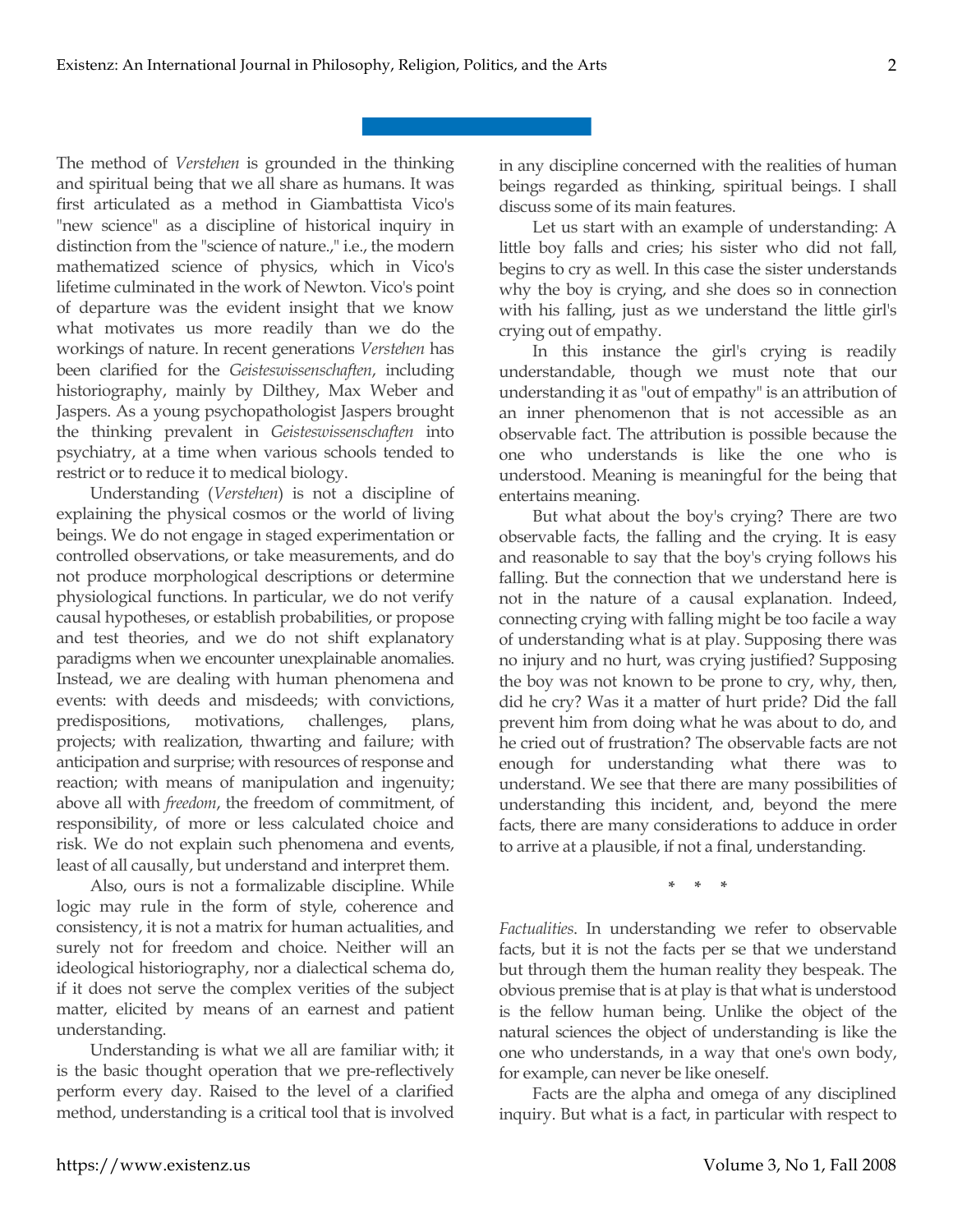The method of *Verstehen* is grounded in the thinking and spiritual being that we all share as humans. It was first articulated as a method in Giambattista Vico's "new science" as a discipline of historical inquiry in distinction from the "science of nature.," i.e., the modern mathematized science of physics, which in Vico's lifetime culminated in the work of Newton. Vico's point of departure was the evident insight that we know what motivates us more readily than we do the workings of nature. In recent generations *Verstehen* has been clarified for the *Geisteswissenschaften*, including historiography, mainly by Dilthey, Max Weber and Jaspers. As a young psychopathologist Jaspers brought the thinking prevalent in *Geisteswissenschaften* into psychiatry, at a time when various schools tended to restrict or to reduce it to medical biology.

Understanding (*Verstehen*) is not a discipline of explaining the physical cosmos or the world of living beings. We do not engage in staged experimentation or controlled observations, or take measurements, and do not produce morphological descriptions or determine physiological functions. In particular, we do not verify causal hypotheses, or establish probabilities, or propose and test theories, and we do not shift explanatory paradigms when we encounter unexplainable anomalies. Instead, we are dealing with human phenomena and events: with deeds and misdeeds; with convictions, predispositions, motivations, challenges, plans, projects; with realization, thwarting and failure; with anticipation and surprise; with resources of response and reaction; with means of manipulation and ingenuity; above all with *freedom*, the freedom of commitment, of responsibility, of more or less calculated choice and risk. We do not explain such phenomena and events, least of all causally, but understand and interpret them.

Also, ours is not a formalizable discipline. While logic may rule in the form of style, coherence and consistency, it is not a matrix for human actualities, and surely not for freedom and choice. Neither will an ideological historiography, nor a dialectical schema do, if it does not serve the complex verities of the subject matter, elicited by means of an earnest and patient understanding.

Understanding is what we all are familiar with; it is the basic thought operation that we pre-reflectively perform every day. Raised to the level of a clarified method, understanding is a critical tool that is involved in any discipline concerned with the realities of human beings regarded as thinking, spiritual beings. I shall discuss some of its main features.

Let us start with an example of understanding: A little boy falls and cries; his sister who did not fall, begins to cry as well. In this case the sister understands why the boy is crying, and she does so in connection with his falling, just as we understand the little girl's crying out of empathy.

In this instance the girl's crying is readily understandable, though we must note that our understanding it as "out of empathy" is an attribution of an inner phenomenon that is not accessible as an observable fact. The attribution is possible because the one who understands is like the one who is understood. Meaning is meaningful for the being that entertains meaning.

But what about the boy's crying? There are two observable facts, the falling and the crying. It is easy and reasonable to say that the boy's crying follows his falling. But the connection that we understand here is not in the nature of a causal explanation. Indeed, connecting crying with falling might be too facile a way of understanding what is at play. Supposing there was no injury and no hurt, was crying justified? Supposing the boy was not known to be prone to cry, why, then, did he cry? Was it a matter of hurt pride? Did the fall prevent him from doing what he was about to do, and he cried out of frustration? The observable facts are not enough for understanding what there was to understand. We see that there are many possibilities of understanding this incident, and, beyond the mere facts, there are many considerations to adduce in order to arrive at a plausible, if not a final, understanding.

\* \* \*

*Factualities*. In understanding we refer to observable facts, but it is not the facts per se that we understand but through them the human reality they bespeak. The obvious premise that is at play is that what is understood is the fellow human being. Unlike the object of the natural sciences the object of understanding is like the one who understands, in a way that one's own body, for example, can never be like oneself.

Facts are the alpha and omega of any disciplined inquiry. But what is a fact, in particular with respect to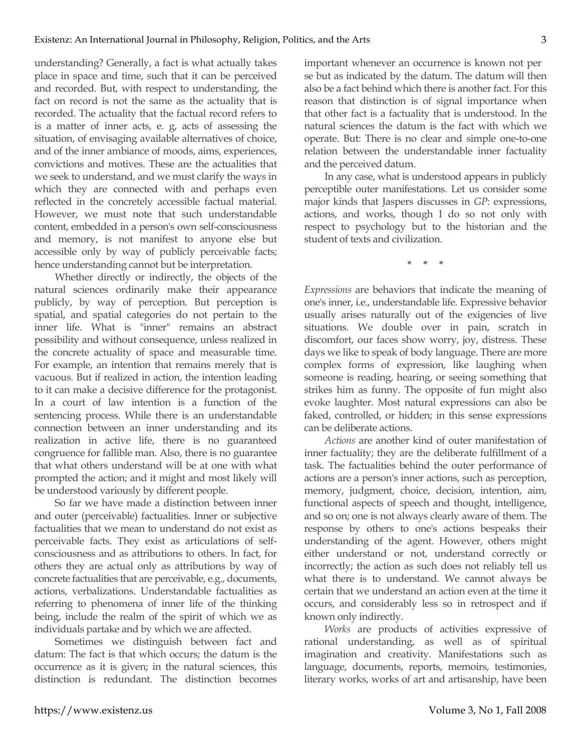understanding? Generally, a fact is what actually takes place in space and time, such that it can be perceived and recorded. But, with respect to understanding, the fact on record is not the same as the actuality that is recorded. The actuality that the factual record refers to is a matter of inner acts, e. g, acts of assessing the situation, of envisaging available alternatives of choice, and of the inner ambiance of moods, aims, experiences, convictions and motives. These are the actualities that we seek to understand, and we must clarify the ways in which they are connected with and perhaps even reflected in the concretely accessible factual material. However, we must note that such understandable content, embedded in a person's own self-consciousness and memory, is not manifest to anyone else but accessible only by way of publicly perceivable facts; hence understanding cannot but be interpretation.

Whether directly or indirectly, the objects of the natural sciences ordinarily make their appearance publicly, by way of perception. But perception is spatial, and spatial categories do not pertain to the inner life. What is "inner" remains an abstract possibility and without consequence, unless realized in the concrete actuality of space and measurable time. For example, an intention that remains merely that is vacuous. But if realized in action, the intention leading to it can make a decisive difference for the protagonist. In a court of law intention is a function of the sentencing process. While there is an understandable connection between an inner understanding and its realization in active life, there is no guaranteed congruence for fallible man. Also, there is no guarantee that what others understand will be at one with what prompted the action; and it might and most likely will be understood variously by different people.

So far we have made a distinction between inner and outer (perceivable) factualities. Inner or subjective factualities that we mean to understand do not exist as perceivable facts. They exist as articulations of self-consciousness and as attributions to others. In fact, for others they are actual only as attributions by way of concrete factualities that are perceivable, e.g., documents, actions, verbalizations. Understandable factualities as referring to phenomena of inner life of the thinking being, include the realm of the spirit of which we as individuals partake and by which we are affected.

Sometimes we distinguish between fact and datum: The fact is that which occurs; the datum is the occurrence as it is given; in the natural sciences, this distinction is redundant. The distinction becomes important whenever an occurrence is known not per se but as indicated by the datum. The datum will then also be a fact behind which there is another fact. For this reason that distinction is of signal importance when that other fact is a factuality that is understood. In the natural sciences the datum is the fact with which we operate. But: There is no clear and simple one-to-one relation between the understandable inner factuality and the perceived datum.

In any case, what is understood appears in publicly perceptible outer manifestations. Let us consider some major kinds that Jaspers discusses in *GP*: expressions, actions, and works, though I do so not only with respect to psychology but to the historian and the student of texts and civilization.

\* \* \*

*Expressions* are behaviors that indicate the meaning of one's inner, i.e., understandable life. Expressive behavior usually arises naturally out of the exigencies of live situations. We double over in pain, scratch in discomfort, our faces show worry, joy, distress. These days we like to speak of body language. There are more complex forms of expression, like laughing when someone is reading, hearing, or seeing something that strikes him as funny. The opposite of fun might also evoke laughter. Most natural expressions can also be faked, controlled, or hidden; in this sense expressions can be deliberate actions.

*Actions* are another kind of outer manifestation of inner factuality; they are the deliberate fulfillment of a task. The factualities behind the outer performance of actions are a person's inner actions, such as perception, memory, judgment, choice, decision, intention, aim, functional aspects of speech and thought, intelligence, and so on; one is not always clearly aware of them. The response by others to one's actions bespeaks their understanding of the agent. However, others might either understand or not, understand correctly or incorrectly; the action as such does not reliably tell us what there is to understand. We cannot always be certain that we understand an action even at the time it occurs, and considerably less so in retrospect and if known only indirectly.

*Works* are products of activities expressive of rational understanding, as well as of spiritual imagination and creativity. Manifestations such as language, documents, reports, memoirs, testimonies, literary works, works of art and artisanship, have been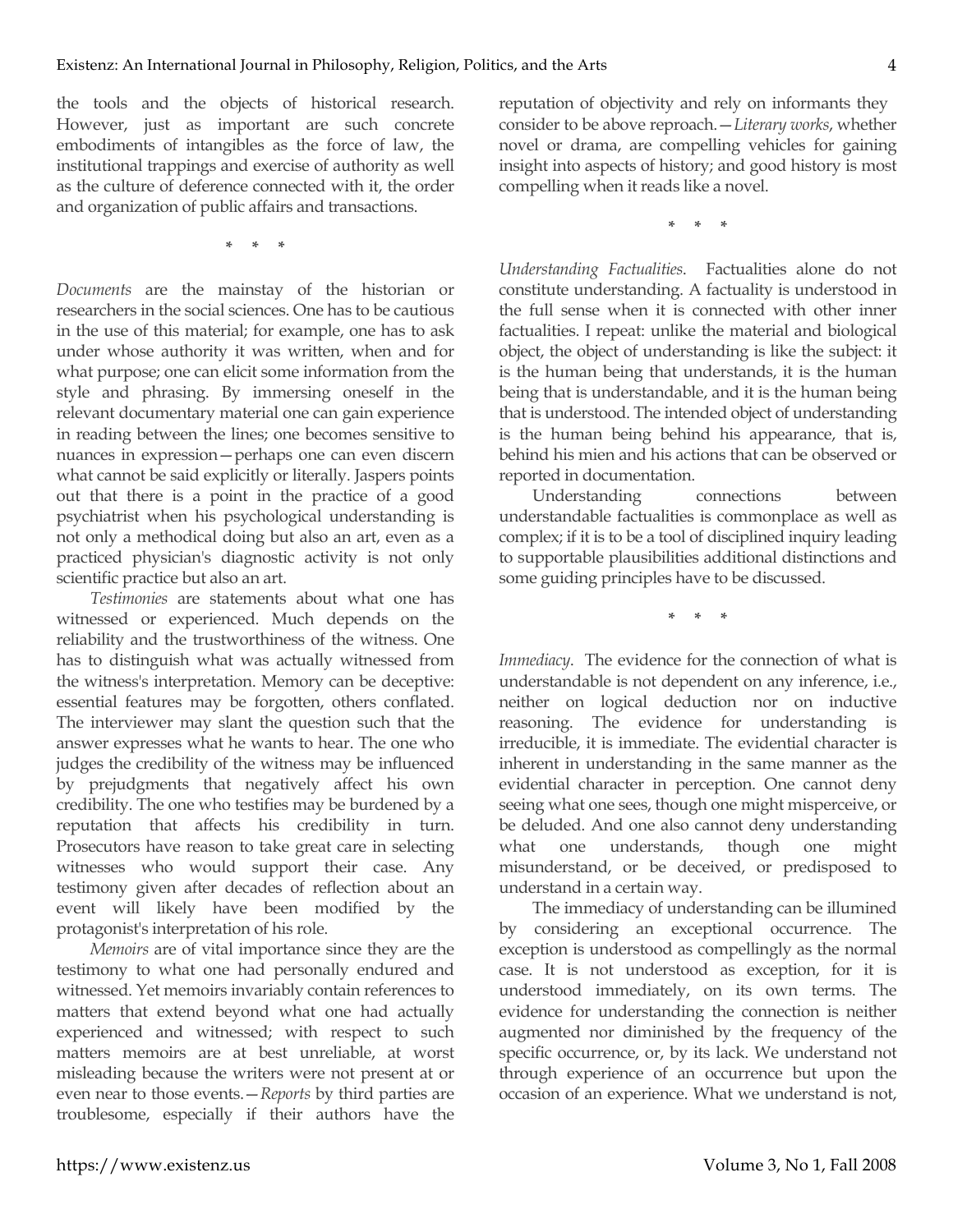the tools and the objects of historical research. However, just as important are such concrete embodiments of intangibles as the force of law, the institutional trappings and exercise of authority as well as the culture of deference connected with it, the order and organization of public affairs and transactions.

\* \* \*

*Documents* are the mainstay of the historian or researchers in the social sciences. One has to be cautious in the use of this material; for example, one has to ask under whose authority it was written, when and for what purpose; one can elicit some information from the style and phrasing. By immersing oneself in the relevant documentary material one can gain experience in reading between the lines; one becomes sensitive to nuances in expression—perhaps one can even discern what cannot be said explicitly or literally. Jaspers points out that there is a point in the practice of a good psychiatrist when his psychological understanding is not only a methodical doing but also an art, even as a practiced physician's diagnostic activity is not only scientific practice but also an art.

*Testimonies* are statements about what one has witnessed or experienced. Much depends on the reliability and the trustworthiness of the witness. One has to distinguish what was actually witnessed from the witness's interpretation. Memory can be deceptive: essential features may be forgotten, others conflated. The interviewer may slant the question such that the answer expresses what he wants to hear. The one who judges the credibility of the witness may be influenced by prejudgments that negatively affect his own credibility. The one who testifies may be burdened by a reputation that affects his credibility in turn. Prosecutors have reason to take great care in selecting witnesses who would support their case. Any testimony given after decades of reflection about an event will likely have been modified by the protagonist's interpretation of his role.

*Memoirs* are of vital importance since they are the testimony to what one had personally endured and witnessed. Yet memoirs invariably contain references to matters that extend beyond what one had actually experienced and witnessed; with respect to such matters memoirs are at best unreliable, at worst misleading because the writers were not present at or even near to those events.—*Reports* by third parties are troublesome, especially if their authors have the reputation of objectivity and rely on informants they consider to be above reproach.—*Literary works*, whether novel or drama, are compelling vehicles for gaining insight into aspects of history; and good history is most compelling when it reads like a novel.

\* \* \*

*Understanding Factualities*. Factualities alone do not constitute understanding. A factuality is understood in the full sense when it is connected with other inner factualities. I repeat: unlike the material and biological object, the object of understanding is like the subject: it is the human being that understands, it is the human being that is understandable, and it is the human being that is understood. The intended object of understanding is the human being behind his appearance, that is, behind his mien and his actions that can be observed or reported in documentation.

Understanding connections between understandable factualities is commonplace as well as complex; if it is to be a tool of disciplined inquiry leading to supportable plausibilities additional distinctions and some guiding principles have to be discussed.

\* \* \*

*Immediacy*. The evidence for the connection of what is understandable is not dependent on any inference, i.e., neither on logical deduction nor on inductive reasoning. The evidence for understanding is irreducible, it is immediate. The evidential character is inherent in understanding in the same manner as the evidential character in perception. One cannot deny seeing what one sees, though one might misperceive, or be deluded. And one also cannot deny understanding what one understands, though one might misunderstand, or be deceived, or predisposed to understand in a certain way.

The immediacy of understanding can be illumined by considering an exceptional occurrence. The exception is understood as compellingly as the normal case. It is not understood as exception, for it is understood immediately, on its own terms. The evidence for understanding the connection is neither augmented nor diminished by the frequency of the specific occurrence, or, by its lack. We understand not through experience of an occurrence but upon the occasion of an experience. What we understand is not,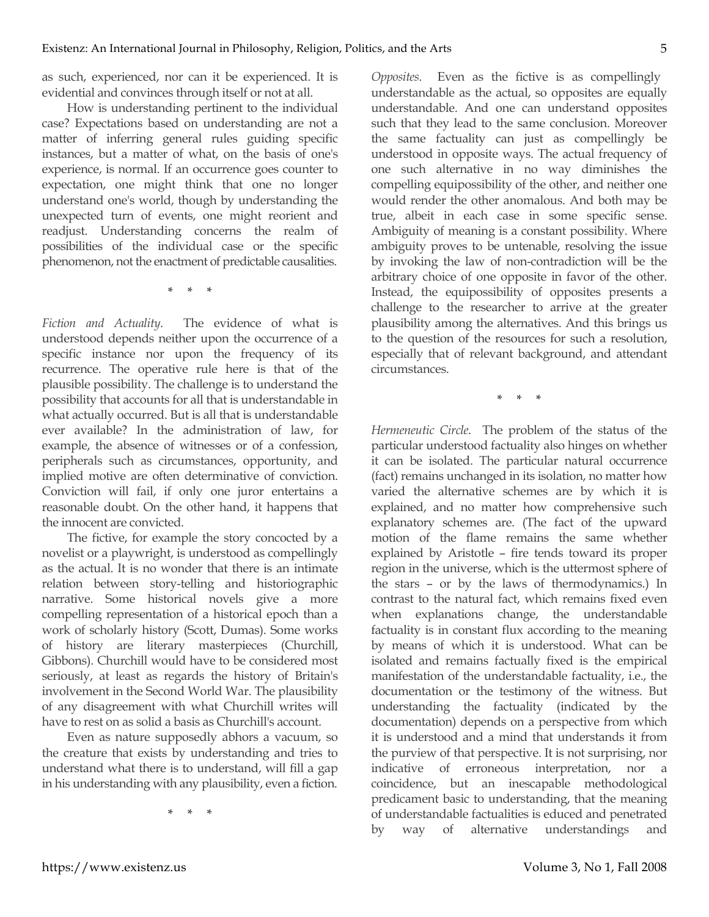as such, experienced, nor can it be experienced. It is evidential and convinces through itself or not at all.

How is understanding pertinent to the individual case? Expectations based on understanding are not a matter of inferring general rules guiding specific instances, but a matter of what, on the basis of one's experience, is normal. If an occurrence goes counter to expectation, one might think that one no longer understand one's world, though by understanding the unexpected turn of events, one might reorient and readjust. Understanding concerns the realm of possibilities of the individual case or the specific phenomenon, not the enactment of predictable causalities.

\* \* \*

*Fiction and Actuality.* The evidence of what is understood depends neither upon the occurrence of a specific instance nor upon the frequency of its recurrence. The operative rule here is that of the plausible possibility. The challenge is to understand the possibility that accounts for all that is understandable in what actually occurred. But is all that is understandable ever available? In the administration of law, for example, the absence of witnesses or of a confession, peripherals such as circumstances, opportunity, and implied motive are often determinative of conviction. Conviction will fail, if only one juror entertains a reasonable doubt. On the other hand, it happens that the innocent are convicted.

The fictive, for example the story concocted by a novelist or a playwright, is understood as compellingly as the actual. It is no wonder that there is an intimate relation between story-telling and historiographic narrative. Some historical novels give a more compelling representation of a historical epoch than a work of scholarly history (Scott, Dumas). Some works of history are literary masterpieces (Churchill, Gibbons). Churchill would have to be considered most seriously, at least as regards the history of Britain's involvement in the Second World War. The plausibility of any disagreement with what Churchill writes will have to rest on as solid a basis as Churchill's account.

Even as nature supposedly abhors a vacuum, so the creature that exists by understanding and tries to understand what there is to understand, will fill a gap in his understanding with any plausibility, even a fiction.

\* \* \*

*Opposites.* Even as the fictive is as compellingly understandable as the actual, so opposites are equally understandable. And one can understand opposites such that they lead to the same conclusion. Moreover the same factuality can just as compellingly be understood in opposite ways. The actual frequency of one such alternative in no way diminishes the compelling equipossibility of the other, and neither one would render the other anomalous. And both may be true, albeit in each case in some specific sense. Ambiguity of meaning is a constant possibility. Where ambiguity proves to be untenable, resolving the issue by invoking the law of non-contradiction will be the arbitrary choice of one opposite in favor of the other. Instead, the equipossibility of opposites presents a challenge to the researcher to arrive at the greater plausibility among the alternatives. And this brings us to the question of the resources for such a resolution, especially that of relevant background, and attendant circumstances.

\* \* \*

*Hermeneutic Circle.* The problem of the status of the particular understood factuality also hinges on whether it can be isolated. The particular natural occurrence (fact) remains unchanged in its isolation, no matter how varied the alternative schemes are by which it is explained, and no matter how comprehensive such explanatory schemes are. (The fact of the upward motion of the flame remains the same whether explained by Aristotle – fire tends toward its proper region in the universe, which is the uttermost sphere of the stars – or by the laws of thermodynamics.) In contrast to the natural fact, which remains fixed even when explanations change, the understandable factuality is in constant flux according to the meaning by means of which it is understood. What can be isolated and remains factually fixed is the empirical manifestation of the understandable factuality, i.e., the documentation or the testimony of the witness. But understanding the factuality (indicated by the documentation) depends on a perspective from which it is understood and a mind that understands it from the purview of that perspective. It is not surprising, nor indicative of erroneous interpretation, nor a coincidence, but an inescapable methodological predicament basic to understanding, that the meaning of understandable factualities is educed and penetrated by way of alternative understandings and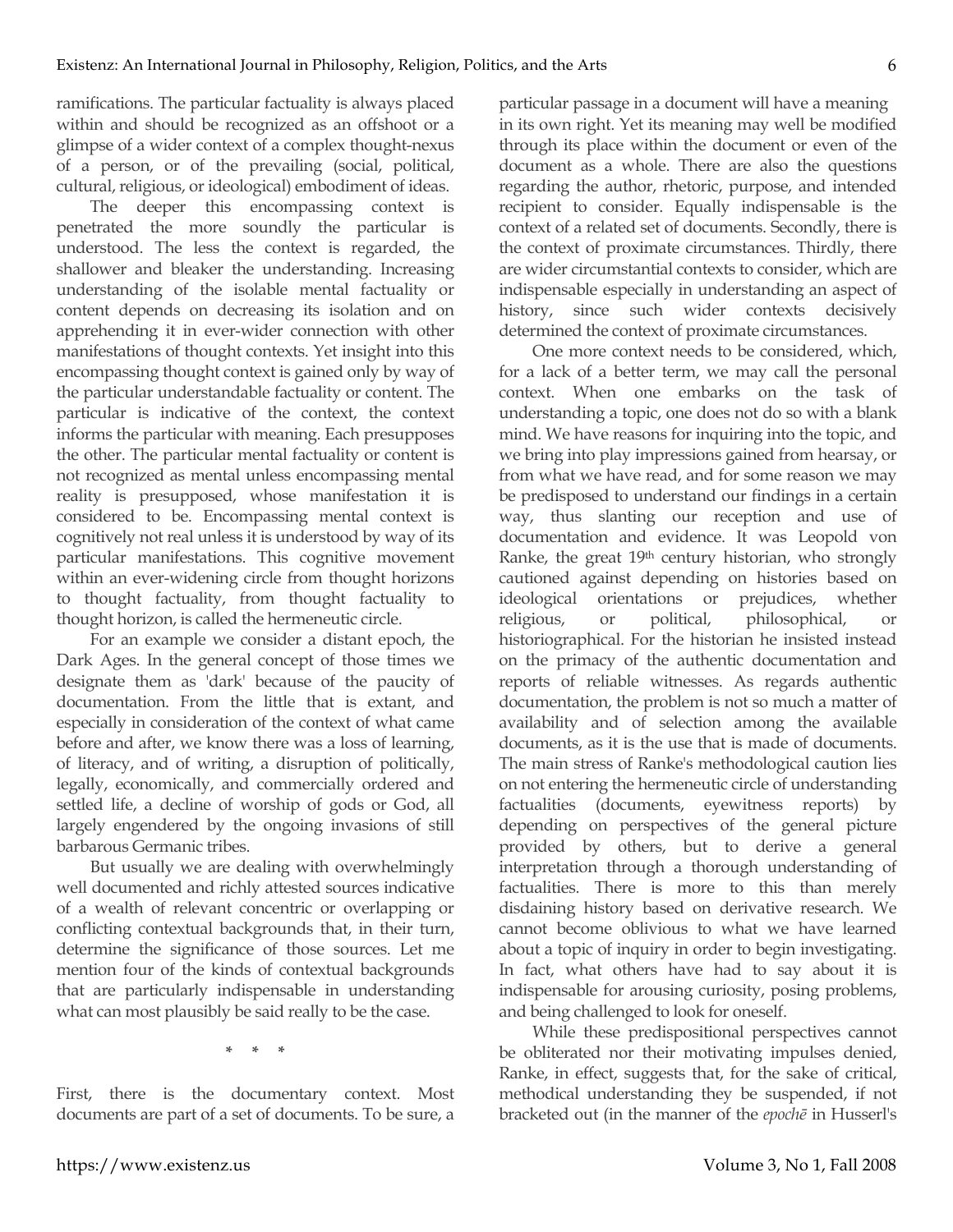ramifications. The particular factuality is always placed within and should be recognized as an offshoot or a glimpse of a wider context of a complex thought-nexus of a person, or of the prevailing (social, political, cultural, religious, or ideological) embodiment of ideas.

The deeper this encompassing context is penetrated the more soundly the particular is understood. The less the context is regarded, the shallower and bleaker the understanding. Increasing understanding of the isolable mental factuality or content depends on decreasing its isolation and on apprehending it in ever-wider connection with other manifestations of thought contexts. Yet insight into this encompassing thought context is gained only by way of the particular understandable factuality or content. The particular is indicative of the context, the context informs the particular with meaning. Each presupposes the other. The particular mental factuality or content is not recognized as mental unless encompassing mental reality is presupposed, whose manifestation it is considered to be. Encompassing mental context is cognitively not real unless it is understood by way of its particular manifestations. This cognitive movement within an ever-widening circle from thought horizons to thought factuality, from thought factuality to thought horizon, is called the hermeneutic circle.

For an example we consider a distant epoch, the Dark Ages. In the general concept of those times we designate them as 'dark' because of the paucity of documentation. From the little that is extant, and especially in consideration of the context of what came before and after, we know there was a loss of learning, of literacy, and of writing, a disruption of politically, legally, economically, and commercially ordered and settled life, a decline of worship of gods or God, all largely engendered by the ongoing invasions of still barbarous Germanic tribes.

But usually we are dealing with overwhelmingly well documented and richly attested sources indicative of a wealth of relevant concentric or overlapping or conflicting contextual backgrounds that, in their turn, determine the significance of those sources. Let me mention four of the kinds of contextual backgrounds that are particularly indispensable in understanding what can most plausibly be said really to be the case.

\* \* \*

First, there is the documentary context. Most documents are part of a set of documents. To be sure, a particular passage in a document will have a meaning in its own right. Yet its meaning may well be modified through its place within the document or even of the document as a whole. There are also the questions regarding the author, rhetoric, purpose, and intended recipient to consider. Equally indispensable is the context of a related set of documents. Secondly, there is the context of proximate circumstances. Thirdly, there are wider circumstantial contexts to consider, which are indispensable especially in understanding an aspect of history, since such wider contexts decisively determined the context of proximate circumstances.

One more context needs to be considered, which, for a lack of a better term, we may call the personal context. When one embarks on the task of understanding a topic, one does not do so with a blank mind. We have reasons for inquiring into the topic, and we bring into play impressions gained from hearsay, or from what we have read, and for some reason we may be predisposed to understand our findings in a certain way, thus slanting our reception and use of documentation and evidence. It was Leopold von Ranke, the great 19th century historian, who strongly cautioned against depending on histories based on ideological orientations or prejudices, whether religious, or political, philosophical, or historiographical. For the historian he insisted instead on the primacy of the authentic documentation and reports of reliable witnesses. As regards authentic documentation, the problem is not so much a matter of availability and of selection among the available documents, as it is the use that is made of documents. The main stress of Ranke's methodological caution lies on not entering the hermeneutic circle of understanding factualities (documents, eyewitness reports) by depending on perspectives of the general picture provided by others, but to derive a general interpretation through a thorough understanding of factualities. There is more to this than merely disdaining history based on derivative research. We cannot become oblivious to what we have learned about a topic of inquiry in order to begin investigating. In fact, what others have had to say about it is indispensable for arousing curiosity, posing problems, and being challenged to look for oneself.

While these predispositional perspectives cannot be obliterated nor their motivating impulses denied, Ranke, in effect, suggests that, for the sake of critical, methodical understanding they be suspended, if not bracketed out (in the manner of the *epochē* in Husserl's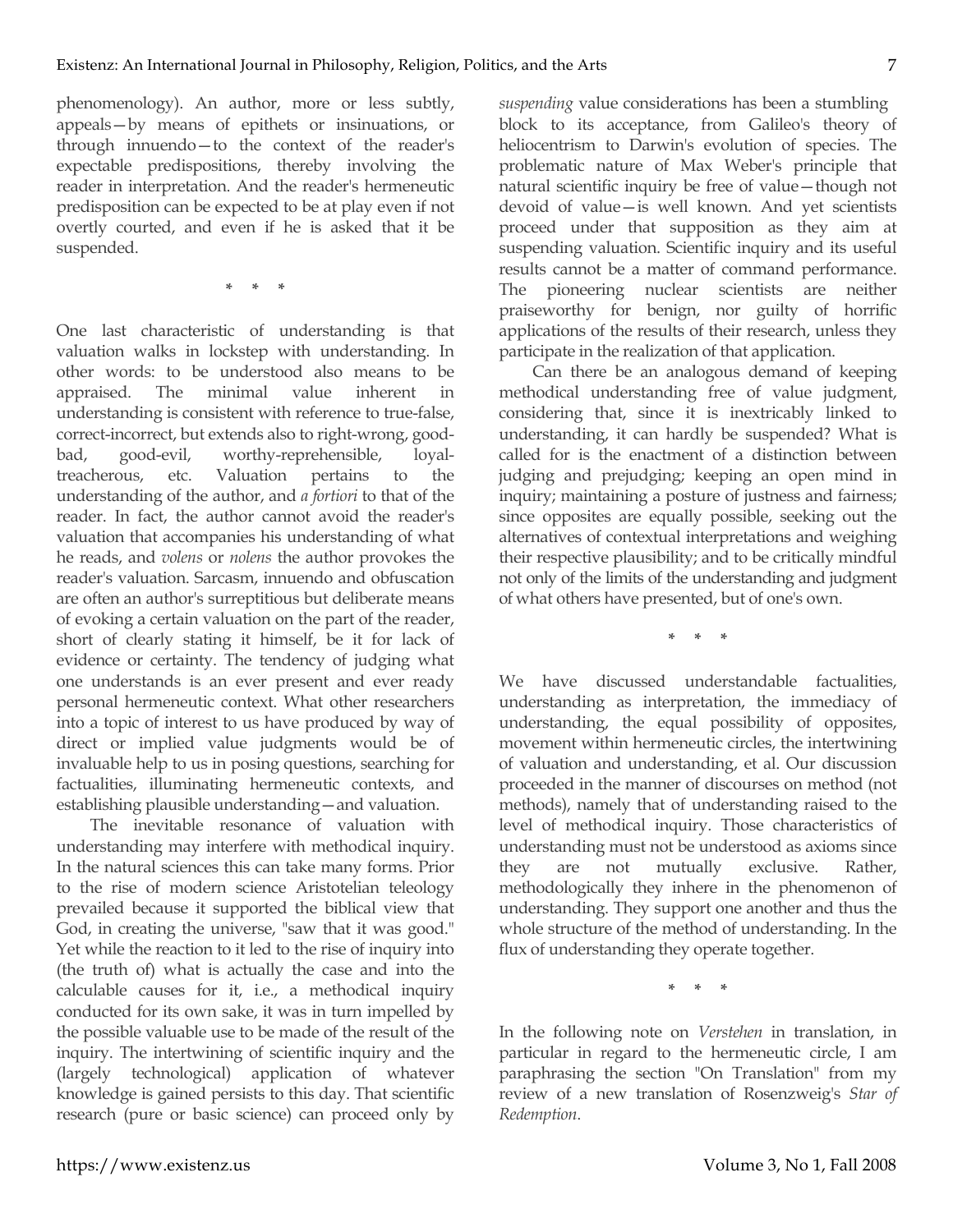phenomenology). An author, more or less subtly, appeals—by means of epithets or insinuations, or through innuendo—to the context of the reader's expectable predispositions, thereby involving the reader in interpretation. And the reader's hermeneutic predisposition can be expected to be at play even if not overtly courted, and even if he is asked that it be suspended.

\* \* \*

One last characteristic of understanding is that valuation walks in lockstep with understanding. In other words: to be understood also means to be appraised. The minimal value inherent in understanding is consistent with reference to true-false, correct-incorrect, but extends also to right-wrong, good-bad, good-evil, worthy-reprehensible, loyal-treacherous, etc. Valuation pertains to the understanding of the author, and *a fortiori* to that of the reader. In fact, the author cannot avoid the reader's valuation that accompanies his understanding of what he reads, and *volens* or *nolens* the author provokes the reader's valuation. Sarcasm, innuendo and obfuscation are often an author's surreptitious but deliberate means of evoking a certain valuation on the part of the reader, short of clearly stating it himself, be it for lack of evidence or certainty. The tendency of judging what one understands is an ever present and ever ready personal hermeneutic context. What other researchers into a topic of interest to us have produced by way of direct or implied value judgments would be of invaluable help to us in posing questions, searching for factualities, illuminating hermeneutic contexts, and establishing plausible understanding—and valuation.

The inevitable resonance of valuation with understanding may interfere with methodical inquiry. In the natural sciences this can take many forms. Prior to the rise of modern science Aristotelian teleology prevailed because it supported the biblical view that God, in creating the universe, "saw that it was good." Yet while the reaction to it led to the rise of inquiry into (the truth of) what is actually the case and into the calculable causes for it, i.e., a methodical inquiry conducted for its own sake, it was in turn impelled by the possible valuable use to be made of the result of the inquiry. The intertwining of scientific inquiry and the (largely technological) application of whatever knowledge is gained persists to this day. That scientific research (pure or basic science) can proceed only by *suspending* value considerations has been a stumbling block to its acceptance, from Galileo's theory of heliocentrism to Darwin's evolution of species. The problematic nature of Max Weber's principle that natural scientific inquiry be free of value—though not devoid of value—is well known. And yet scientists proceed under that supposition as they aim at suspending valuation. Scientific inquiry and its useful results cannot be a matter of command performance. The pioneering nuclear scientists are neither praiseworthy for benign, nor guilty of horrific applications of the results of their research, unless they participate in the realization of that application.

Can there be an analogous demand of keeping methodical understanding free of value judgment, considering that, since it is inextricably linked to understanding, it can hardly be suspended? What is called for is the enactment of a distinction between judging and prejudging; keeping an open mind in inquiry; maintaining a posture of justness and fairness; since opposites are equally possible, seeking out the alternatives of contextual interpretations and weighing their respective plausibility; and to be critically mindful not only of the limits of the understanding and judgment of what others have presented, but of one's own.

\* \* \*

We have discussed understandable factualities, understanding as interpretation, the immediacy of understanding, the equal possibility of opposites, movement within hermeneutic circles, the intertwining of valuation and understanding, et al. Our discussion proceeded in the manner of discourses on method (not methods), namely that of understanding raised to the level of methodical inquiry. Those characteristics of understanding must not be understood as axioms since they are not mutually exclusive. Rather, methodologically they inhere in the phenomenon of understanding. They support one another and thus the whole structure of the method of understanding. In the flux of understanding they operate together.

\* \* \*

In the following note on *Verstehen* in translation, in particular in regard to the hermeneutic circle, I am paraphrasing the section "On Translation" from my review of a new translation of Rosenzweig's *Star of Redemption*.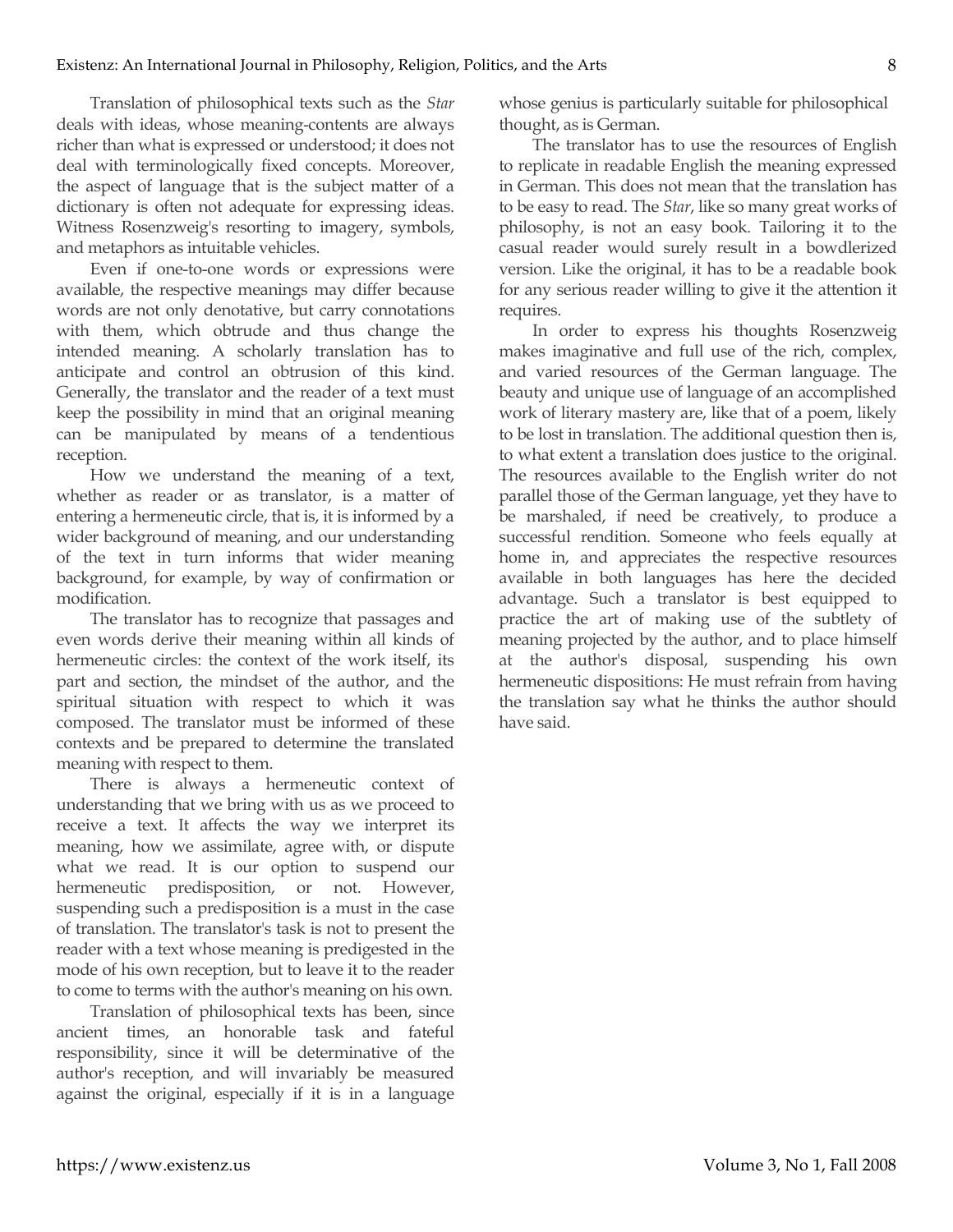Translation of philosophical texts such as the *Star* deals with ideas, whose meaning-contents are always richer than what is expressed or understood; it does not deal with terminologically fixed concepts. Moreover, the aspect of language that is the subject matter of a dictionary is often not adequate for expressing ideas. Witness Rosenzweig's resorting to imagery, symbols, and metaphors as intuitable vehicles.

Even if one-to-one words or expressions were available, the respective meanings may differ because words are not only denotative, but carry connotations with them, which obtrude and thus change the intended meaning. A scholarly translation has to anticipate and control an obtrusion of this kind. Generally, the translator and the reader of a text must keep the possibility in mind that an original meaning can be manipulated by means of a tendentious reception.

How we understand the meaning of a text, whether as reader or as translator, is a matter of entering a hermeneutic circle, that is, it is informed by a wider background of meaning, and our understanding of the text in turn informs that wider meaning background, for example, by way of confirmation or modification.

The translator has to recognize that passages and even words derive their meaning within all kinds of hermeneutic circles: the context of the work itself, its part and section, the mindset of the author, and the spiritual situation with respect to which it was composed. The translator must be informed of these contexts and be prepared to determine the translated meaning with respect to them.

There is always a hermeneutic context of understanding that we bring with us as we proceed to receive a text. It affects the way we interpret its meaning, how we assimilate, agree with, or dispute what we read. It is our option to suspend our hermeneutic predisposition, or not. However, suspending such a predisposition is a must in the case of translation. The translator's task is not to present the reader with a text whose meaning is predigested in the mode of his own reception, but to leave it to the reader to come to terms with the author's meaning on his own.

Translation of philosophical texts has been, since ancient times, an honorable task and fateful responsibility, since it will be determinative of the author's reception, and will invariably be measured against the original, especially if it is in a language whose genius is particularly suitable for philosophical thought, as is German.

The translator has to use the resources of English to replicate in readable English the meaning expressed in German. This does not mean that the translation has to be easy to read. The *Star*, like so many great works of philosophy, is not an easy book. Tailoring it to the casual reader would surely result in a bowdlerized version. Like the original, it has to be a readable book for any serious reader willing to give it the attention it requires.

In order to express his thoughts Rosenzweig makes imaginative and full use of the rich, complex, and varied resources of the German language. The beauty and unique use of language of an accomplished work of literary mastery are, like that of a poem, likely to be lost in translation. The additional question then is, to what extent a translation does justice to the original. The resources available to the English writer do not parallel those of the German language, yet they have to be marshaled, if need be creatively, to produce a successful rendition. Someone who feels equally at home in, and appreciates the respective resources available in both languages has here the decided advantage. Such a translator is best equipped to practice the art of making use of the subtlety of meaning projected by the author, and to place himself at the author's disposal, suspending his own hermeneutic dispositions: He must refrain from having the translation say what he thinks the author should have said.